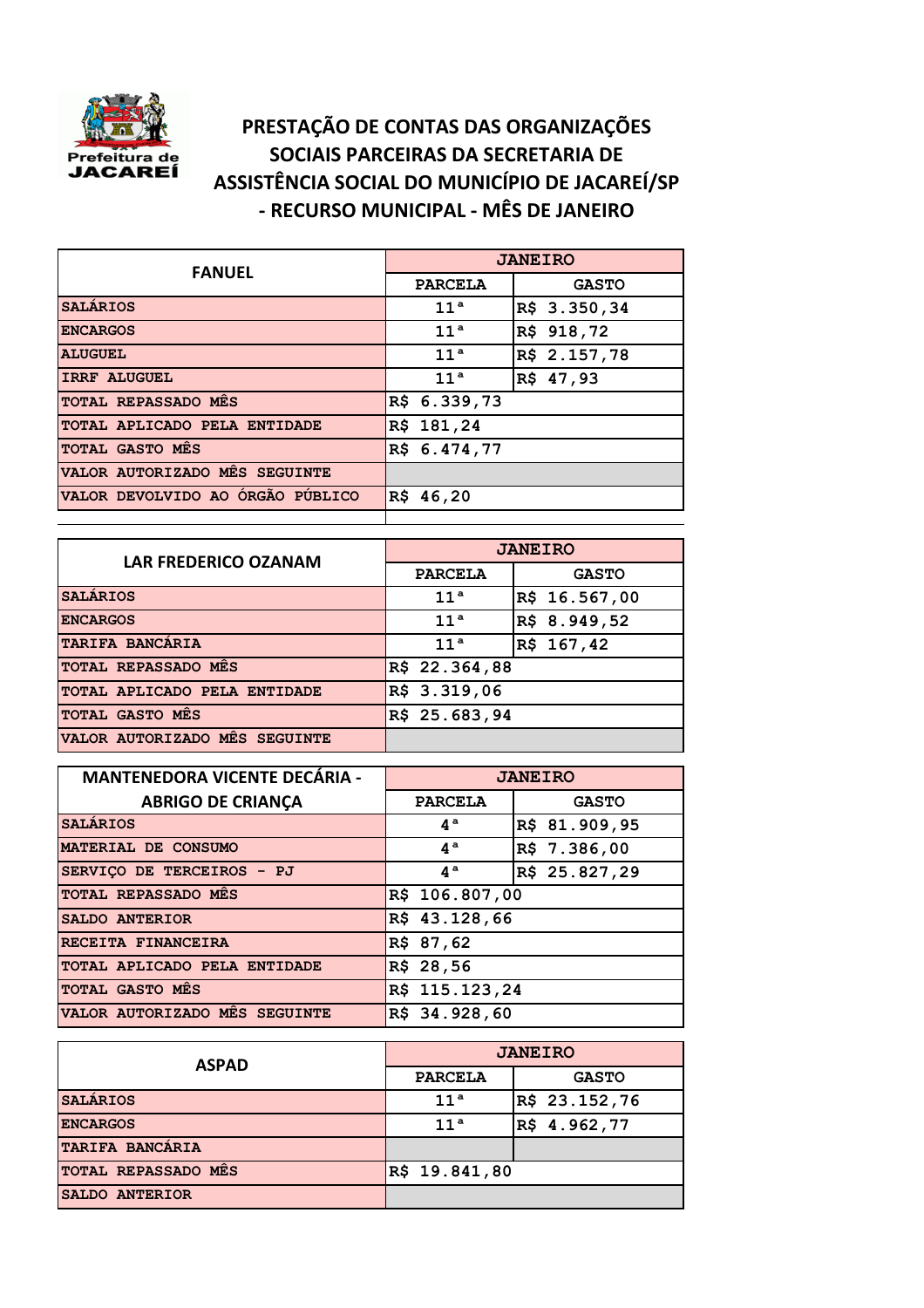# PRESTAÇÃO DE CONTAS DAS ORGANIZAÇÕES SOCIAIS PARCEIRAS DA SECRETARIA DE ASSISTÊNCIA SOCIAL DO MUNICÍPIO DE JACAREÍ/SP - RECURSO MUNICIPAL - MÊS DE JANEIRO

| FANUEL | JANEIRO | |
|---|---|---|
| | PARCELA | GASTO |
| SALÁRIOS | 11ª | R$ 3.350,34 |
| ENCARGOS | 11ª | R$ 918,72 |
| ALUGUEL | 11ª | R$ 2.157,78 |
| IRRF ALUGUEL | 11ª | R$ 47,93 |
| TOTAL REPASSADO MÊS | R$ 6.339,73 | |
| TOTAL APLICADO PELA ENTIDADE | R$ 181,24 | |
| TOTAL GASTO MÊS | R$ 6.474,77 | |
| VALOR AUTORIZADO MÊS SEGUINTE | | |
| VALOR DEVOLVIDO AO ÓRGÃO PÚBLICO | R$ 46,20 | |

| LAR FREDERICO OZANAM | JANEIRO | |
|---|---|---|
| | PARCELA | GASTO |
| SALÁRIOS | 11ª | R$ 16.567,00 |
| ENCARGOS | 11ª | R$ 8.949,52 |
| TARIFA BANCÁRIA | 11ª | R$ 167,42 |
| TOTAL REPASSADO MÊS | R$ 22.364,88 | |
| TOTAL APLICADO PELA ENTIDADE | R$ 3.319,06 | |
| TOTAL GASTO MÊS | R$ 25.683,94 | |
| VALOR AUTORIZADO MÊS SEGUINTE | | |

| MANTENEDORA VICENTE DECÁRIA - ABRIGO DE CRIANÇA | JANEIRO | |
|---|---|---|
| | PARCELA | GASTO |
| SALÁRIOS | 4ª | R$ 81.909,95 |
| MATERIAL DE CONSUMO | 4ª | R$ 7.386,00 |
| SERVIÇO DE TERCEIROS - PJ | 4ª | R$ 25.827,29 |
| TOTAL REPASSADO MÊS | R$ 106.807,00 | |
| SALDO ANTERIOR | R$ 43.128,66 | |
| RECEITA FINANCEIRA | R$ 87,62 | |
| TOTAL APLICADO PELA ENTIDADE | R$ 28,56 | |
| TOTAL GASTO MÊS | R$ 115.123,24 | |
| VALOR AUTORIZADO MÊS SEGUINTE | R$ 34.928,60 | |

| ASPAD | JANEIRO | |
|---|---|---|
| | PARCELA | GASTO |
| SALÁRIOS | 11ª | R$ 23.152,76 |
| ENCARGOS | 11ª | R$ 4.962,77 |
| TARIFA BANCÁRIA | | |
| TOTAL REPASSADO MÊS | R$ 19.841,80 | |
| SALDO ANTERIOR | | |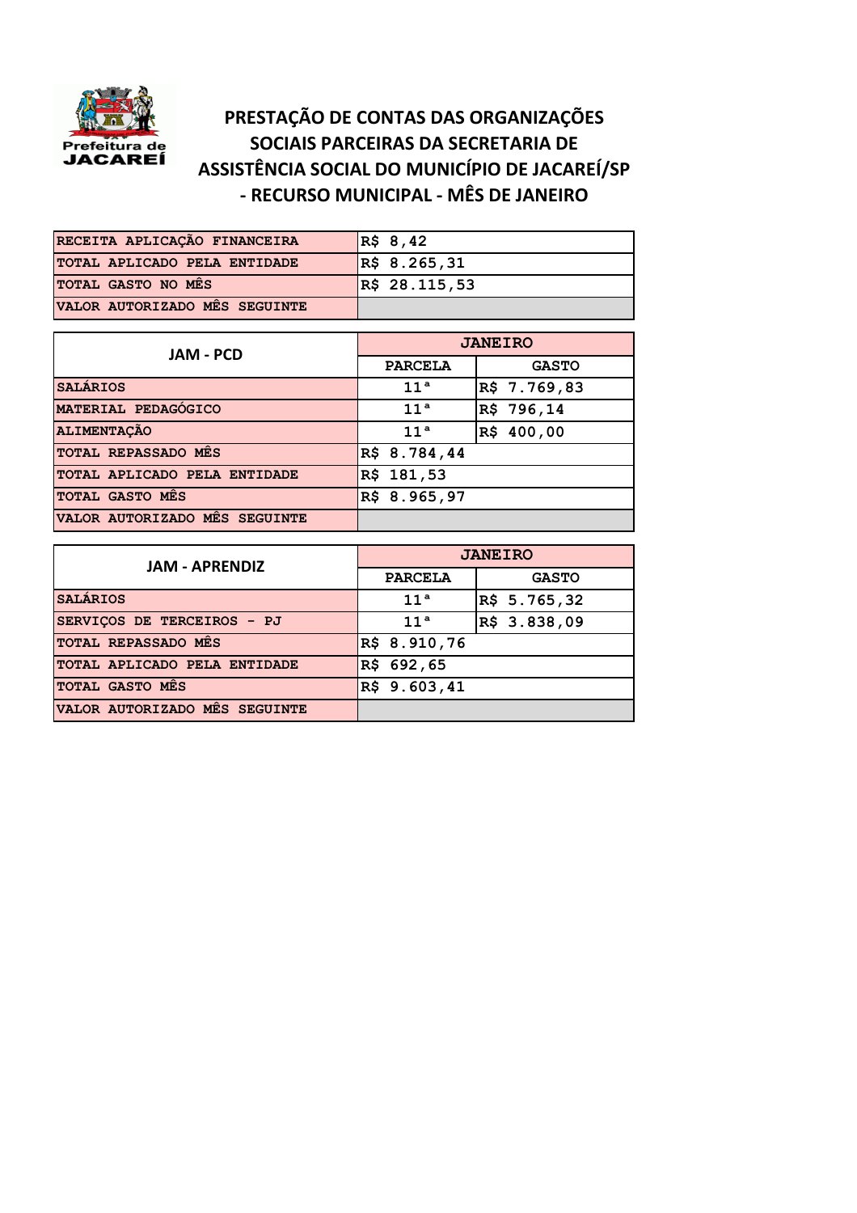Prefeitura de JACAREÍ

# PRESTAÇÃO DE CONTAS DAS ORGANIZAÇÕES SOCIAIS PARCEIRAS DA SECRETARIA DE ASSISTÊNCIA SOCIAL DO MUNICÍPIO DE JACAREÍ/SP - RECURSO MUNICIPAL - MÊS DE JANEIRO

| | |
|---|---|
| RECEITA APLICAÇÃO FINANCEIRA | R$ 8,42 |
| TOTAL APLICADO PELA ENTIDADE | R$ 8.265,31 |
| TOTAL GASTO NO MÊS | R$ 28.115,53 |
| VALOR AUTORIZADO MÊS SEGUINTE | |

| JAM - PCD | JANEIRO | |
|---|---|---|
| | PARCELA | GASTO |
| SALÁRIOS | 11ª | R$ 7.769,83 |
| MATERIAL PEDAGÓGICO | 11ª | R$ 796,14 |
| ALIMENTAÇÃO | 11ª | R$ 400,00 |
| TOTAL REPASSADO MÊS | R$ 8.784,44 | |
| TOTAL APLICADO PELA ENTIDADE | R$ 181,53 | |
| TOTAL GASTO MÊS | R$ 8.965,97 | |
| VALOR AUTORIZADO MÊS SEGUINTE | | |

| JAM - APRENDIZ | JANEIRO | |
|---|---|---|
| | PARCELA | GASTO |
| SALÁRIOS | 11ª | R$ 5.765,32 |
| SERVIÇOS DE TERCEIROS - PJ | 11ª | R$ 3.838,09 |
| TOTAL REPASSADO MÊS | R$ 8.910,76 | |
| TOTAL APLICADO PELA ENTIDADE | R$ 692,65 | |
| TOTAL GASTO MÊS | R$ 9.603,41 | |
| VALOR AUTORIZADO MÊS SEGUINTE | | |